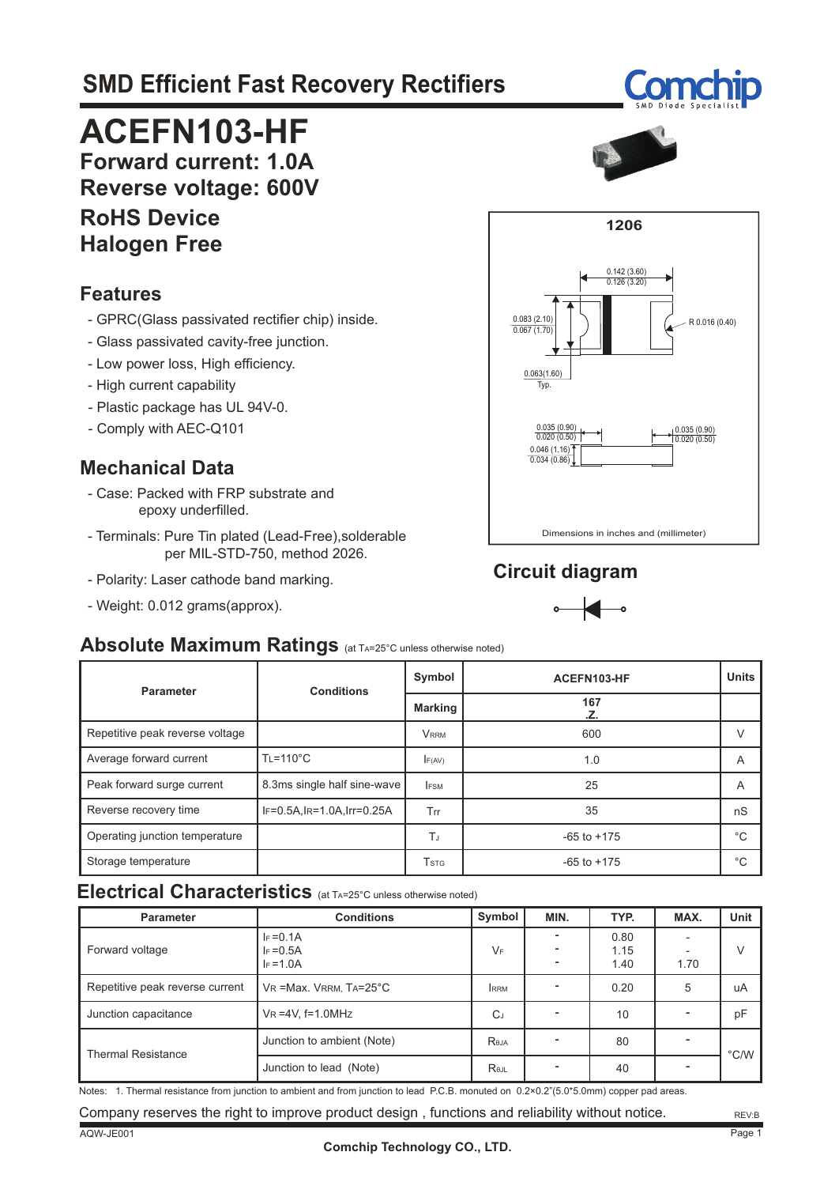# SMD Efficient Fast Recovery Rectifiers

# ACEFN103-HF

**Forward current: 1.0A**
**Reverse voltage: 600V**

**RoHS Device**
**Halogen Free**

## Features

- GPRC(Glass passivated rectifier chip) inside.
- Glass passivated cavity-free junction.
- Low power loss, High efficiency.
- High current capability
- Plastic package has UL 94V-0.
- Comply with AEC-Q101

## Mechanical Data

- Case: Packed with FRP substrate and epoxy underfilled.
- Terminals: Pure Tin plated (Lead-Free),solderable per MIL-STD-750, method 2026.
- Polarity: Laser cathode band marking.
- Weight: 0.012 grams(approx).

**1206**

0.142 (3.60)
0.126 (3.20)

0.083 (2.10)
0.067 (1.70)

R 0.016 (0.40)

0.063(1.60)
Typ.

0.035 (0.90)
0.020 (0.50)

0.035 (0.90)
0.020 (0.50)

0.046 (1.16)
0.034 (0.86)

Dimensions in inches and (millimeter)

## Circuit diagram

## Absolute Maximum Ratings (at $T_A$=25°C unless otherwise noted)

| Parameter | Conditions | Symbol | ACEFN103-HF | Units |
|---|---|---|---|---|
| | | Marking | 167 .Z. | |
| Repetitive peak reverse voltage | | $V_{RRM}$ | 600 | V |
| Average forward current | $T_L$=110°C | $I_{F(AV)}$ | 1.0 | A |
| Peak forward surge current | 8.3ms single half sine-wave | $I_{FSM}$ | 25 | A |
| Reverse recovery time | $I_F$=0.5A,$I_R$=1.0A,Irr=0.25A | Trr | 35 | nS |
| Operating junction temperature | | $T_J$ | -65 to +175 | °C |
| Storage temperature | | $T_{STG}$ | -65 to +175 | °C |

## Electrical Characteristics (at $T_A$=25°C unless otherwise noted)

| Parameter | Conditions | Symbol | MIN. | TYP. | MAX. | Unit |
|---|---|---|---|---|---|---|
| Forward voltage | $I_F$ =0.1A<br>$I_F$ =0.5A<br>$I_F$ =1.0A | $V_F$ | -<br>-<br>- | 0.80<br>1.15<br>1.40 | -<br>-<br>1.70 | V |
| Repetitive peak reverse current | $V_R$ =Max. $V_{RRM}$, $T_A$=25°C | $I_{RRM}$ | - | 0.20 | 5 | uA |
| Junction capacitance | $V_R$ =4V, f=1.0MHz | $C_J$ | - | 10 | - | pF |
| Thermal Resistance | Junction to ambient (Note) | $R_{\theta JA}$ | - | 80 | - | °C/W |
| | Junction to lead (Note) | $R_{\theta JL}$ | - | 40 | - | |

Notes: 1. Thermal resistance from junction to ambient and from junction to lead P.C.B. monuted on 0.2×0.2"(5.0*5.0mm) copper pad areas.

Company reserves the right to improve product design , functions and reliability without notice.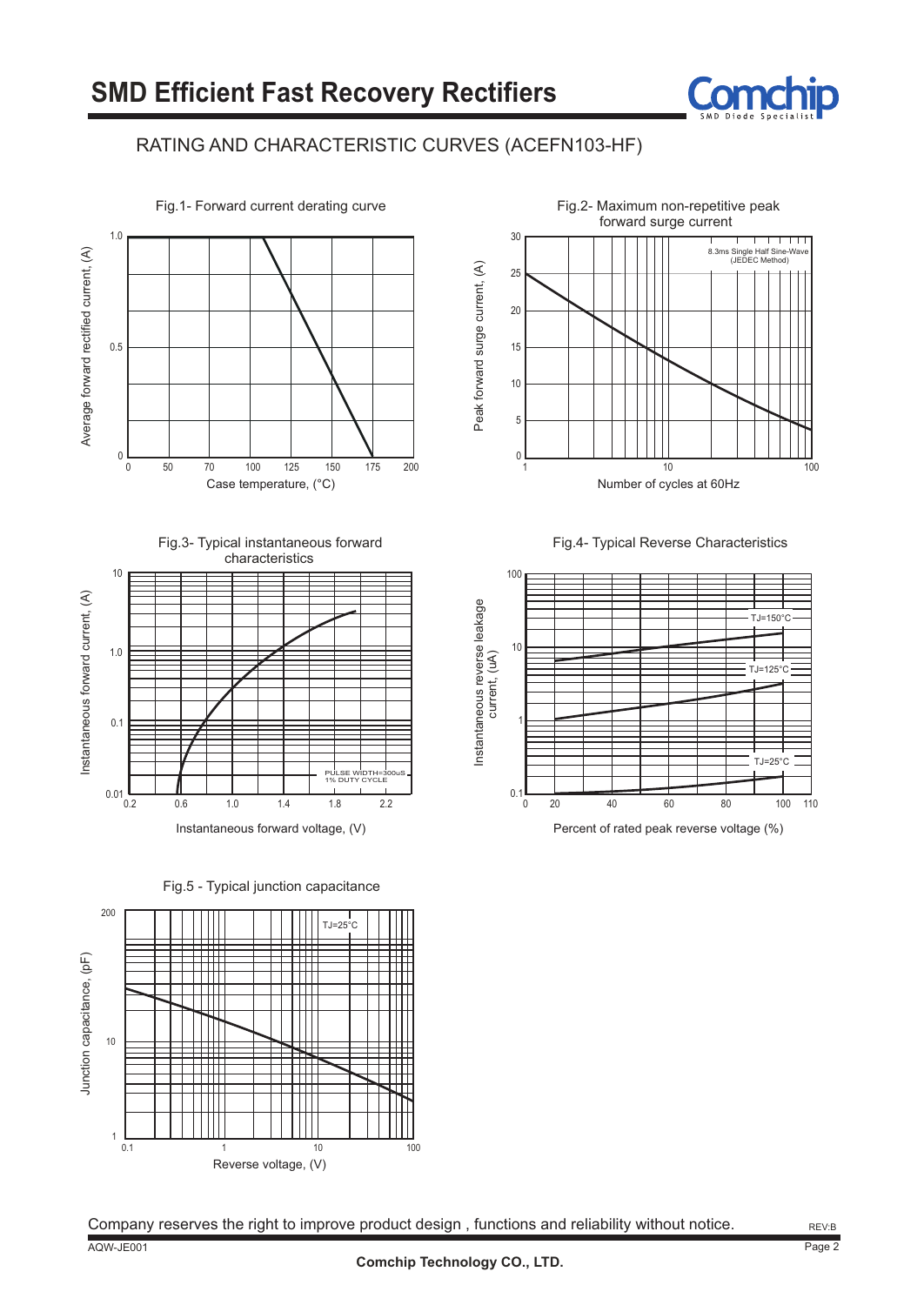# SMD Efficient Fast Recovery Rectifiers

## RATING AND CHARACTERISTIC CURVES (ACEFN103-HF)

Fig.1- Forward current derating curve

Fig.2- Maximum non-repetitive peak forward surge current

Fig.3- Typical instantaneous forward characteristics

Fig.4- Typical Reverse Characteristics

Fig.5 - Typical junction capacitance

Company reserves the right to improve product design , functions and reliability without notice.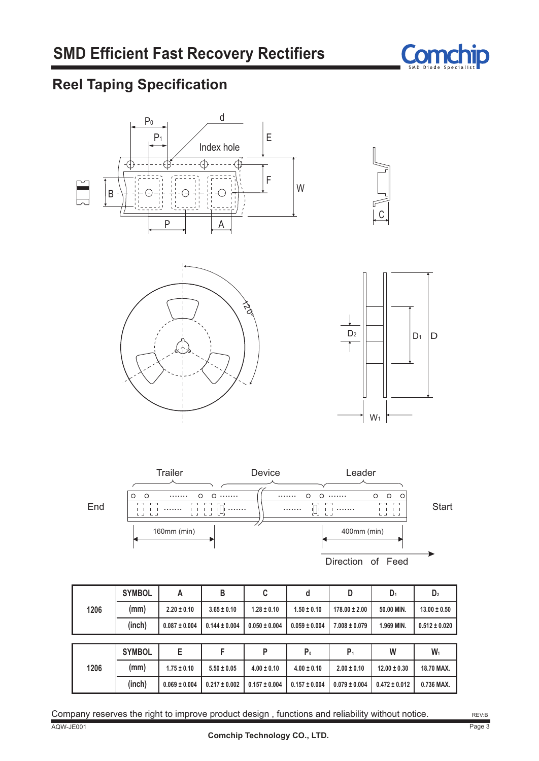# SMD Efficient Fast Recovery Rectifiers

## Reel Taping Specification

| 1206 | SYMBOL | A | B | C | d | D | $D_1$ | $D_2$ |
|---|---|---|---|---|---|---|---|---|
| | (mm) | 2.20 ± 0.10 | 3.65 ± 0.10 | 1.28 ± 0.10 | 1.50 ± 0.10 | 178.00 ± 2.00 | 50.00 MIN. | 13.00 ± 0.50 |
| | (inch) | 0.087 ± 0.004 | 0.144 ± 0.004 | 0.050 ± 0.004 | 0.059 ± 0.004 | 7.008 ± 0.079 | 1.969 MIN. | 0.512 ± 0.020 |

| 1206 | SYMBOL | E | F | P | $P_0$ | $P_1$ | W | $W_1$ |
|---|---|---|---|---|---|---|---|---|
| | (mm) | 1.75 ± 0.10 | 5.50 ± 0.05 | 4.00 ± 0.10 | 4.00 ± 0.10 | 2.00 ± 0.10 | 12.00 ± 0.30 | 18.70 MAX. |
| | (inch) | 0.069 ± 0.004 | 0.217 ± 0.002 | 0.157 ± 0.004 | 0.157 ± 0.004 | 0.079 ± 0.004 | 0.472 ± 0.012 | 0.736 MAX. |

Company reserves the right to improve product design , functions and reliability without notice.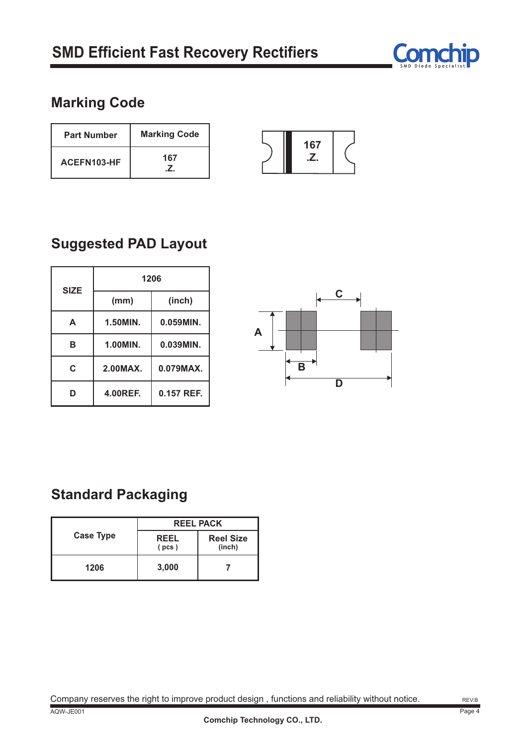# SMD Efficient Fast Recovery Rectifiers

## Marking Code

| Part Number | Marking Code |
|---|---|
| ACEFN103-HF | 167 .Z. |

167
.Z.

## Suggested PAD Layout

| SIZE | 1206 | |
|---|---|---|
| | (mm) | (inch) |
| A | 1.50MIN. | 0.059MIN. |
| B | 1.00MIN. | 0.039MIN. |
| C | 2.00MAX. | 0.079MAX. |
| D | 4.00REF. | 0.157 REF. |

C
A
B
D

## Standard Packaging

| Case Type | REEL PACK | |
|---|---|---|
| | REEL ( pcs ) | Reel Size (inch) |
| 1206 | 3,000 | 7 |

Company reserves the right to improve product design , functions and reliability without notice.

REV:B

AQW-JE001

Comchip Technology CO., LTD.